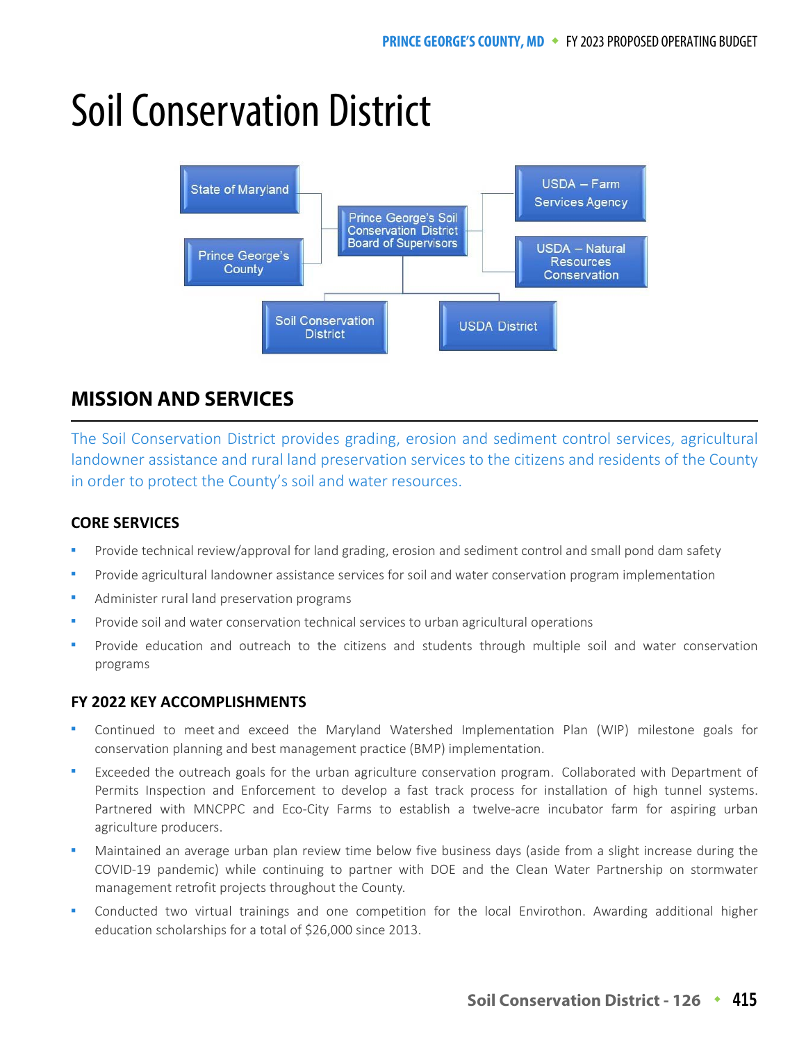# Soil Conservation District

State of Maryland

Prince George's County

Prince George's Soil Conservation District Board of Supervisors

USDA – Farm Services Agency

USDA – Natural Resources Conservation

Soil Conservation District

USDA District

## MISSION AND SERVICES

The Soil Conservation District provides grading, erosion and sediment control services, agricultural landowner assistance and rural land preservation services to the citizens and residents of the County in order to protect the County's soil and water resources.

### CORE SERVICES

- Provide technical review/approval for land grading, erosion and sediment control and small pond dam safety
- Provide agricultural landowner assistance services for soil and water conservation program implementation
- Administer rural land preservation programs
- Provide soil and water conservation technical services to urban agricultural operations
- Provide education and outreach to the citizens and students through multiple soil and water conservation programs

### FY 2022 KEY ACCOMPLISHMENTS

- Continued to meet and exceed the Maryland Watershed Implementation Plan (WIP) milestone goals for conservation planning and best management practice (BMP) implementation.
- Exceeded the outreach goals for the urban agriculture conservation program. Collaborated with Department of Permits Inspection and Enforcement to develop a fast track process for installation of high tunnel systems. Partnered with MNCPPC and Eco-City Farms to establish a twelve-acre incubator farm for aspiring urban agriculture producers.
- Maintained an average urban plan review time below five business days (aside from a slight increase during the COVID-19 pandemic) while continuing to partner with DOE and the Clean Water Partnership on stormwater management retrofit projects throughout the County.
- Conducted two virtual trainings and one competition for the local Envirothon. Awarding additional higher education scholarships for a total of $26,000 since 2013.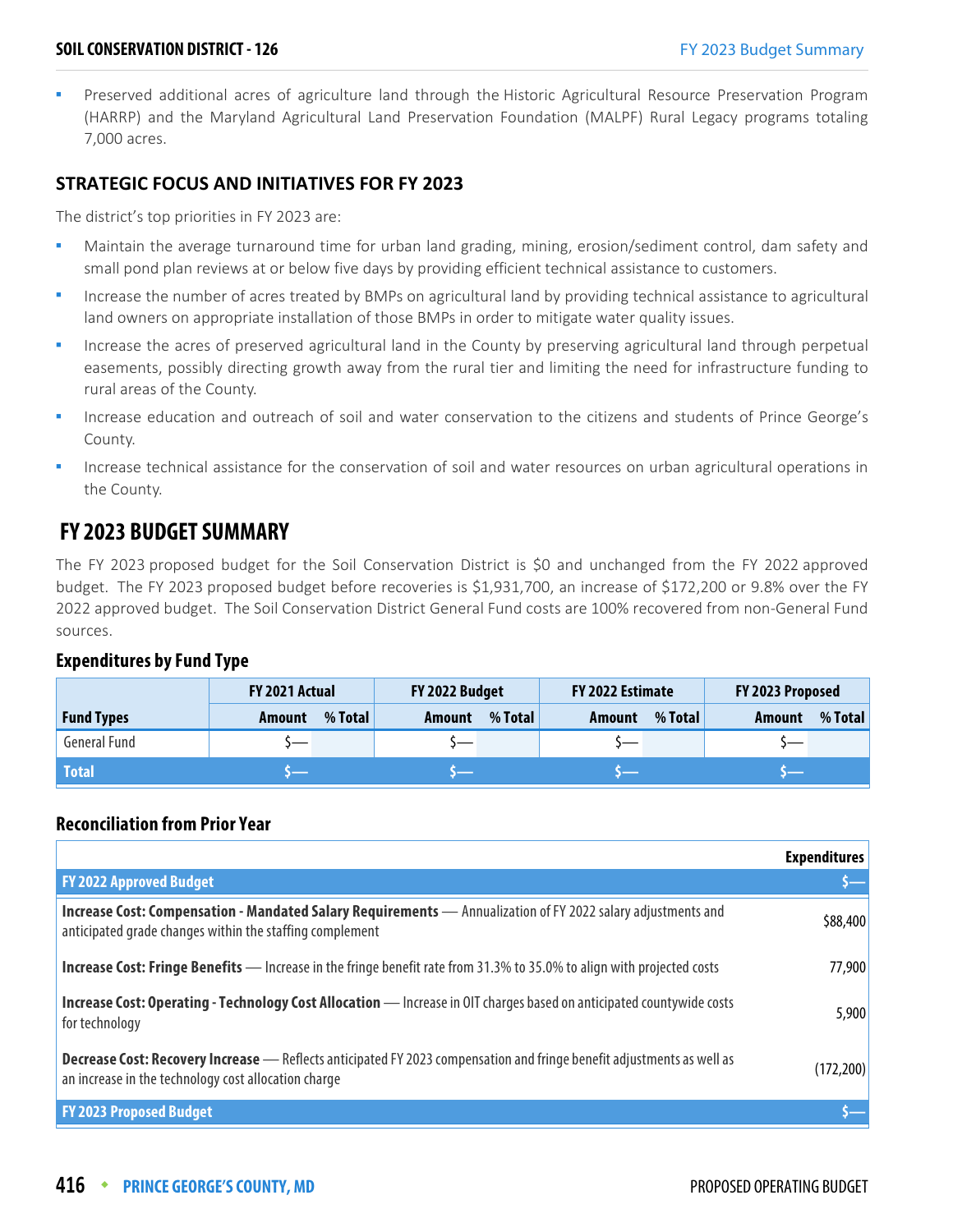- Preserved additional acres of agriculture land through the Historic Agricultural Resource Preservation Program (HARRP) and the Maryland Agricultural Land Preservation Foundation (MALPF) Rural Legacy programs totaling 7,000 acres.

## STRATEGIC FOCUS AND INITIATIVES FOR FY 2023

The district's top priorities in FY 2023 are:

- Maintain the average turnaround time for urban land grading, mining, erosion/sediment control, dam safety and small pond plan reviews at or below five days by providing efficient technical assistance to customers.
- Increase the number of acres treated by BMPs on agricultural land by providing technical assistance to agricultural land owners on appropriate installation of those BMPs in order to mitigate water quality issues.
- Increase the acres of preserved agricultural land in the County by preserving agricultural land through perpetual easements, possibly directing growth away from the rural tier and limiting the need for infrastructure funding to rural areas of the County.
- Increase education and outreach of soil and water conservation to the citizens and students of Prince George's County.
- Increase technical assistance for the conservation of soil and water resources on urban agricultural operations in the County.

## FY 2023 BUDGET SUMMARY

The FY 2023 proposed budget for the Soil Conservation District is $0 and unchanged from the FY 2022 approved budget. The FY 2023 proposed budget before recoveries is $1,931,700, an increase of $172,200 or 9.8% over the FY 2022 approved budget. The Soil Conservation District General Fund costs are 100% recovered from non-General Fund sources.

### Expenditures by Fund Type

| | FY 2021 Actual | | FY 2022 Budget | | FY 2022 Estimate | | FY 2023 Proposed | |
|---|---|---|---|---|---|---|---|---|
| **Fund Types** | **Amount** | **% Total** | **Amount** | **% Total** | **Amount** | **% Total** | **Amount** | **% Total** |
| General Fund | $— | | $— | | $— | | $— | |
| **Total** | **$—** | | **$—** | | **$—** | | **$—** | |

### Reconciliation from Prior Year

| | Expenditures |
|---|---|
| **FY 2022 Approved Budget** | **$—** |
| **Increase Cost: Compensation - Mandated Salary Requirements** — Annualization of FY 2022 salary adjustments and anticipated grade changes within the staffing complement | $88,400 |
| **Increase Cost: Fringe Benefits** — Increase in the fringe benefit rate from 31.3% to 35.0% to align with projected costs | 77,900 |
| **Increase Cost: Operating - Technology Cost Allocation** — Increase in OIT charges based on anticipated countywide costs for technology | 5,900 |
| **Decrease Cost: Recovery Increase** — Reflects anticipated FY 2023 compensation and fringe benefit adjustments as well as an increase in the technology cost allocation charge | (172,200) |
| **FY 2023 Proposed Budget** | **$—** |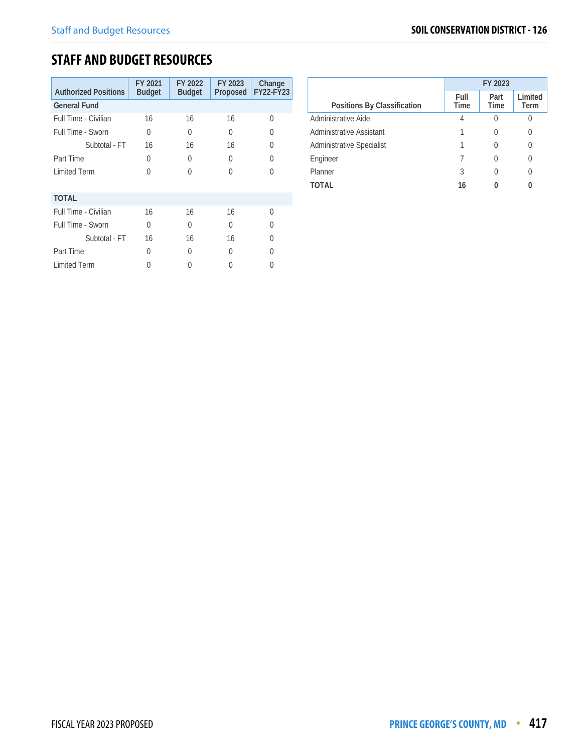## STAFF AND BUDGET RESOURCES

| Authorized Positions | FY 2021 Budget | FY 2022 Budget | FY 2023 Proposed | Change FY22-FY23 |
|---|---|---|---|---|
| **General Fund** | | | | |
| Full Time - Civilian | 16 | 16 | 16 | 0 |
| Full Time - Sworn | 0 | 0 | 0 | 0 |
| Subtotal - FT | 16 | 16 | 16 | 0 |
| Part Time | 0 | 0 | 0 | 0 |
| Limited Term | 0 | 0 | 0 | 0 |
| | | | | |
| **TOTAL** | | | | |
| Full Time - Civilian | 16 | 16 | 16 | 0 |
| Full Time - Sworn | 0 | 0 | 0 | 0 |
| Subtotal - FT | 16 | 16 | 16 | 0 |
| Part Time | 0 | 0 | 0 | 0 |
| Limited Term | 0 | 0 | 0 | 0 |

| | FY 2023 | | |
|---|---|---|---|
| Positions By Classification | Full Time | Part Time | Limited Term |
| Administrative Aide | 4 | 0 | 0 |
| Administrative Assistant | 1 | 0 | 0 |
| Administrative Specialist | 1 | 0 | 0 |
| Engineer | 7 | 0 | 0 |
| Planner | 3 | 0 | 0 |
| **TOTAL** | **16** | **0** | **0** |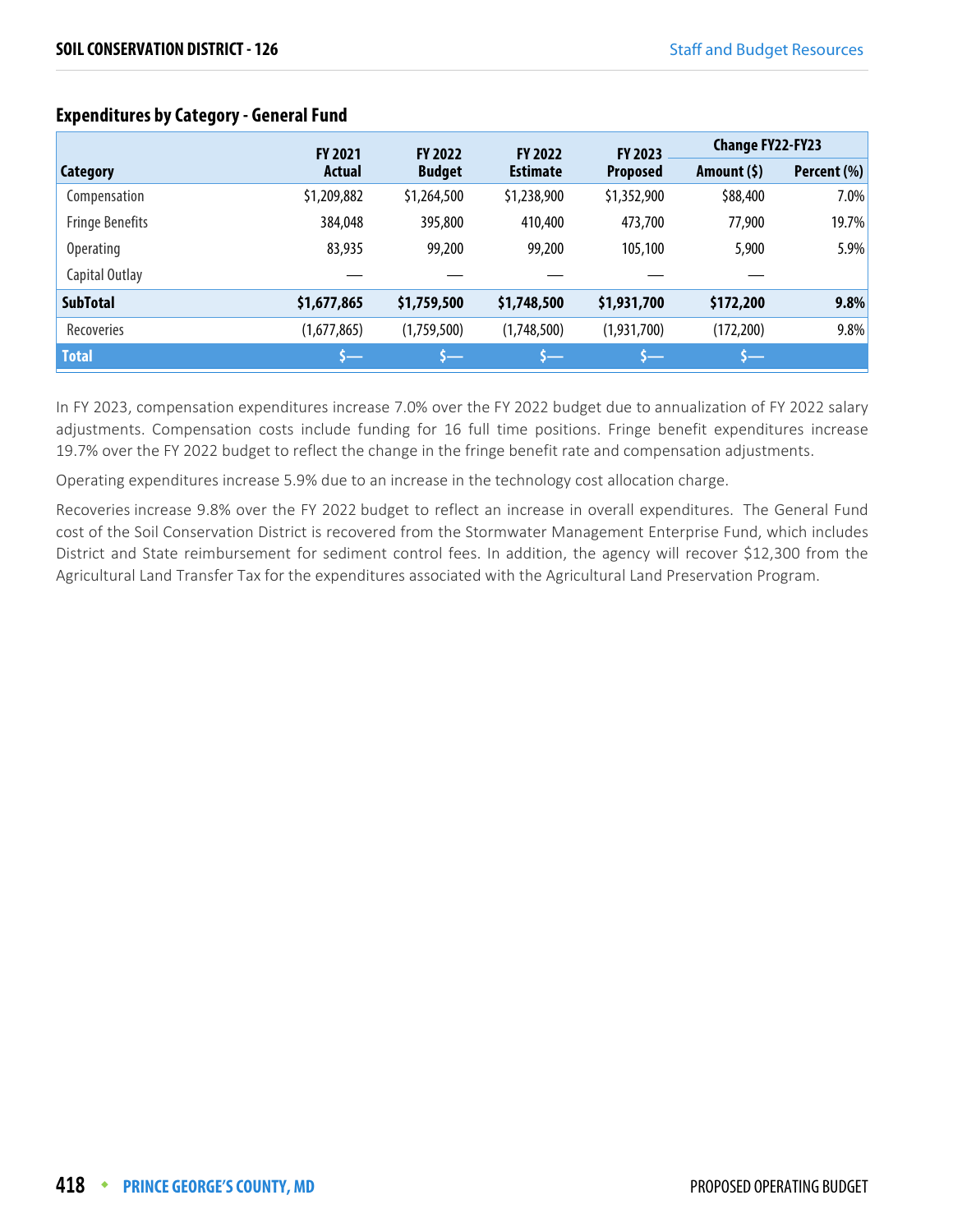### Expenditures by Category - General Fund

| Category | FY 2021 Actual | FY 2022 Budget | FY 2022 Estimate | FY 2023 Proposed | Change FY22-FY23 | |
|---|---|---|---|---|---|---|
| | | | | | Amount ($) | Percent (%) |
| Compensation | $1,209,882 | $1,264,500 | $1,238,900 | $1,352,900 | $88,400 | 7.0% |
| Fringe Benefits | 384,048 | 395,800 | 410,400 | 473,700 | 77,900 | 19.7% |
| Operating | 83,935 | 99,200 | 99,200 | 105,100 | 5,900 | 5.9% |
| Capital Outlay | — | — | — | — | — | |
| **SubTotal** | **$1,677,865** | **$1,759,500** | **$1,748,500** | **$1,931,700** | **$172,200** | **9.8%** |
| Recoveries | (1,677,865) | (1,759,500) | (1,748,500) | (1,931,700) | (172,200) | 9.8% |
| **Total** | **$—** | **$—** | **$—** | **$—** | **$—** | |

In FY 2023, compensation expenditures increase 7.0% over the FY 2022 budget due to annualization of FY 2022 salary adjustments. Compensation costs include funding for 16 full time positions. Fringe benefit expenditures increase 19.7% over the FY 2022 budget to reflect the change in the fringe benefit rate and compensation adjustments.

Operating expenditures increase 5.9% due to an increase in the technology cost allocation charge.

Recoveries increase 9.8% over the FY 2022 budget to reflect an increase in overall expenditures. The General Fund cost of the Soil Conservation District is recovered from the Stormwater Management Enterprise Fund, which includes District and State reimbursement for sediment control fees. In addition, the agency will recover $12,300 from the Agricultural Land Transfer Tax for the expenditures associated with the Agricultural Land Preservation Program.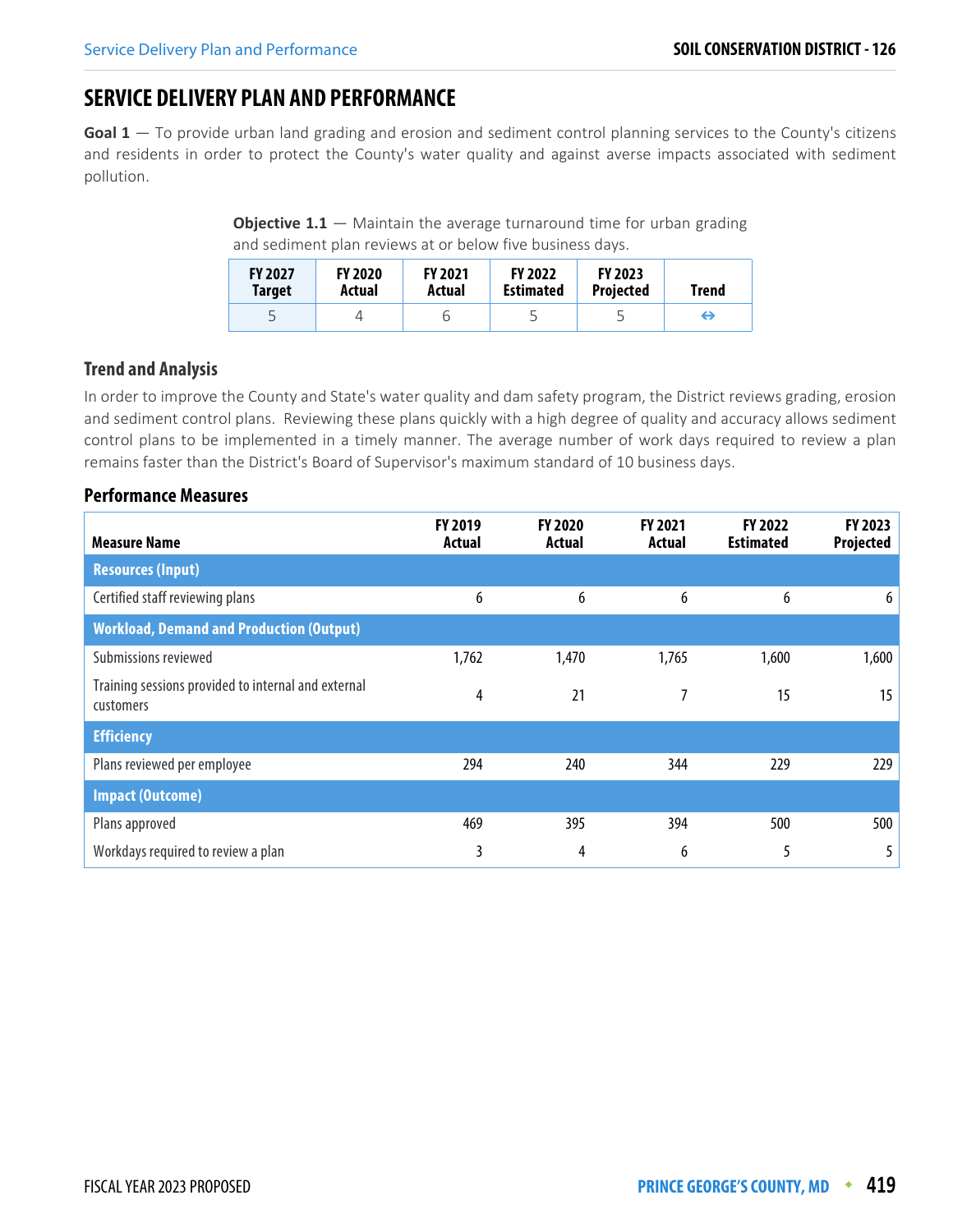# SERVICE DELIVERY PLAN AND PERFORMANCE

**Goal 1** — To provide urban land grading and erosion and sediment control planning services to the County's citizens and residents in order to protect the County's water quality and against averse impacts associated with sediment pollution.

**Objective 1.1** — Maintain the average turnaround time for urban grading and sediment plan reviews at or below five business days.

| FY 2027 Target | FY 2020 Actual | FY 2021 Actual | FY 2022 Estimated | FY 2023 Projected | Trend |
|---|---|---|---|---|---|
| 5 | 4 | 6 | 5 | 5 | ⇔ |

### Trend and Analysis

In order to improve the County and State's water quality and dam safety program, the District reviews grading, erosion and sediment control plans. Reviewing these plans quickly with a high degree of quality and accuracy allows sediment control plans to be implemented in a timely manner. The average number of work days required to review a plan remains faster than the District's Board of Supervisor's maximum standard of 10 business days.

### Performance Measures

| Measure Name | FY 2019 Actual | FY 2020 Actual | FY 2021 Actual | FY 2022 Estimated | FY 2023 Projected |
|---|---|---|---|---|---|
| **Resources (Input)** | | | | | |
| Certified staff reviewing plans | 6 | 6 | 6 | 6 | 6 |
| **Workload, Demand and Production (Output)** | | | | | |
| Submissions reviewed | 1,762 | 1,470 | 1,765 | 1,600 | 1,600 |
| Training sessions provided to internal and external customers | 4 | 21 | 7 | 15 | 15 |
| **Efficiency** | | | | | |
| Plans reviewed per employee | 294 | 240 | 344 | 229 | 229 |
| **Impact (Outcome)** | | | | | |
| Plans approved | 469 | 395 | 394 | 500 | 500 |
| Workdays required to review a plan | 3 | 4 | 6 | 5 | 5 |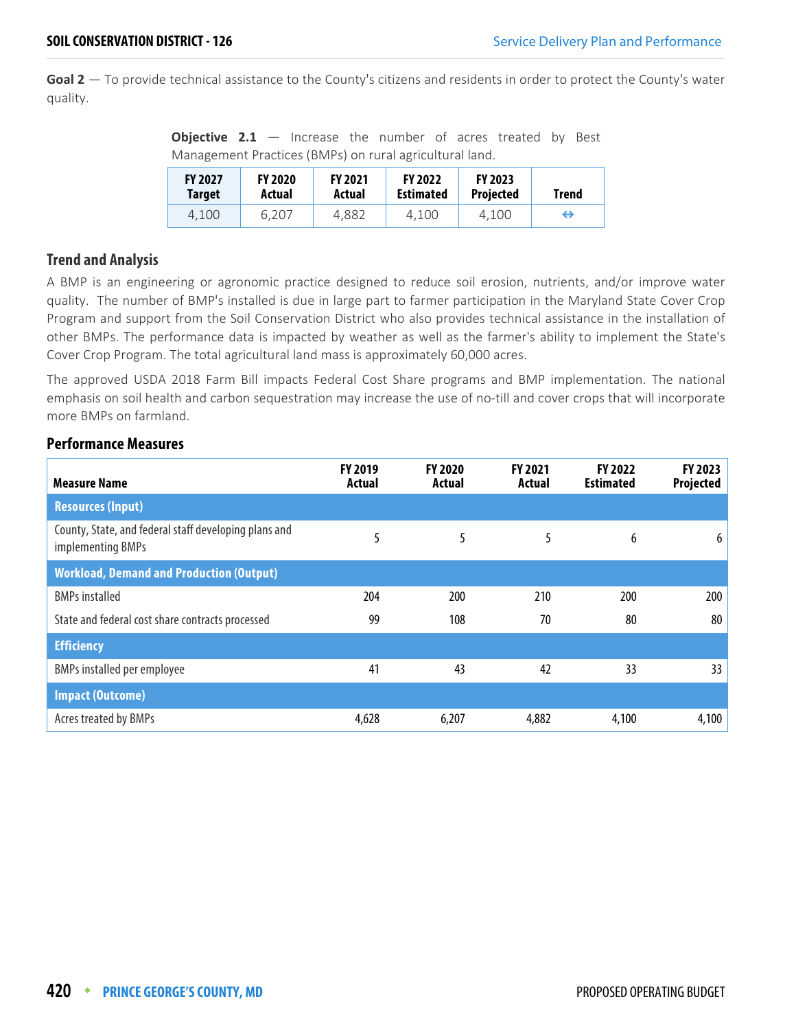**Goal 2** — To provide technical assistance to the County's citizens and residents in order to protect the County's water quality.

**Objective 2.1** — Increase the number of acres treated by Best Management Practices (BMPs) on rural agricultural land.

| FY 2027 Target | FY 2020 Actual | FY 2021 Actual | FY 2022 Estimated | FY 2023 Projected | Trend |
|---|---|---|---|---|---|
| 4,100 | 6,207 | 4,882 | 4,100 | 4,100 | ⇔ |

## Trend and Analysis

A BMP is an engineering or agronomic practice designed to reduce soil erosion, nutrients, and/or improve water quality. The number of BMP's installed is due in large part to farmer participation in the Maryland State Cover Crop Program and support from the Soil Conservation District who also provides technical assistance in the installation of other BMPs. The performance data is impacted by weather as well as the farmer's ability to implement the State's Cover Crop Program. The total agricultural land mass is approximately 60,000 acres.

The approved USDA 2018 Farm Bill impacts Federal Cost Share programs and BMP implementation. The national emphasis on soil health and carbon sequestration may increase the use of no-till and cover crops that will incorporate more BMPs on farmland.

## Performance Measures

| Measure Name | FY 2019 Actual | FY 2020 Actual | FY 2021 Actual | FY 2022 Estimated | FY 2023 Projected |
|---|---|---|---|---|---|
| **Resources (Input)** | | | | | |
| County, State, and federal staff developing plans and implementing BMPs | 5 | 5 | 5 | 6 | 6 |
| **Workload, Demand and Production (Output)** | | | | | |
| BMPs installed | 204 | 200 | 210 | 200 | 200 |
| State and federal cost share contracts processed | 99 | 108 | 70 | 80 | 80 |
| **Efficiency** | | | | | |
| BMPs installed per employee | 41 | 43 | 42 | 33 | 33 |
| **Impact (Outcome)** | | | | | |
| Acres treated by BMPs | 4,628 | 6,207 | 4,882 | 4,100 | 4,100 |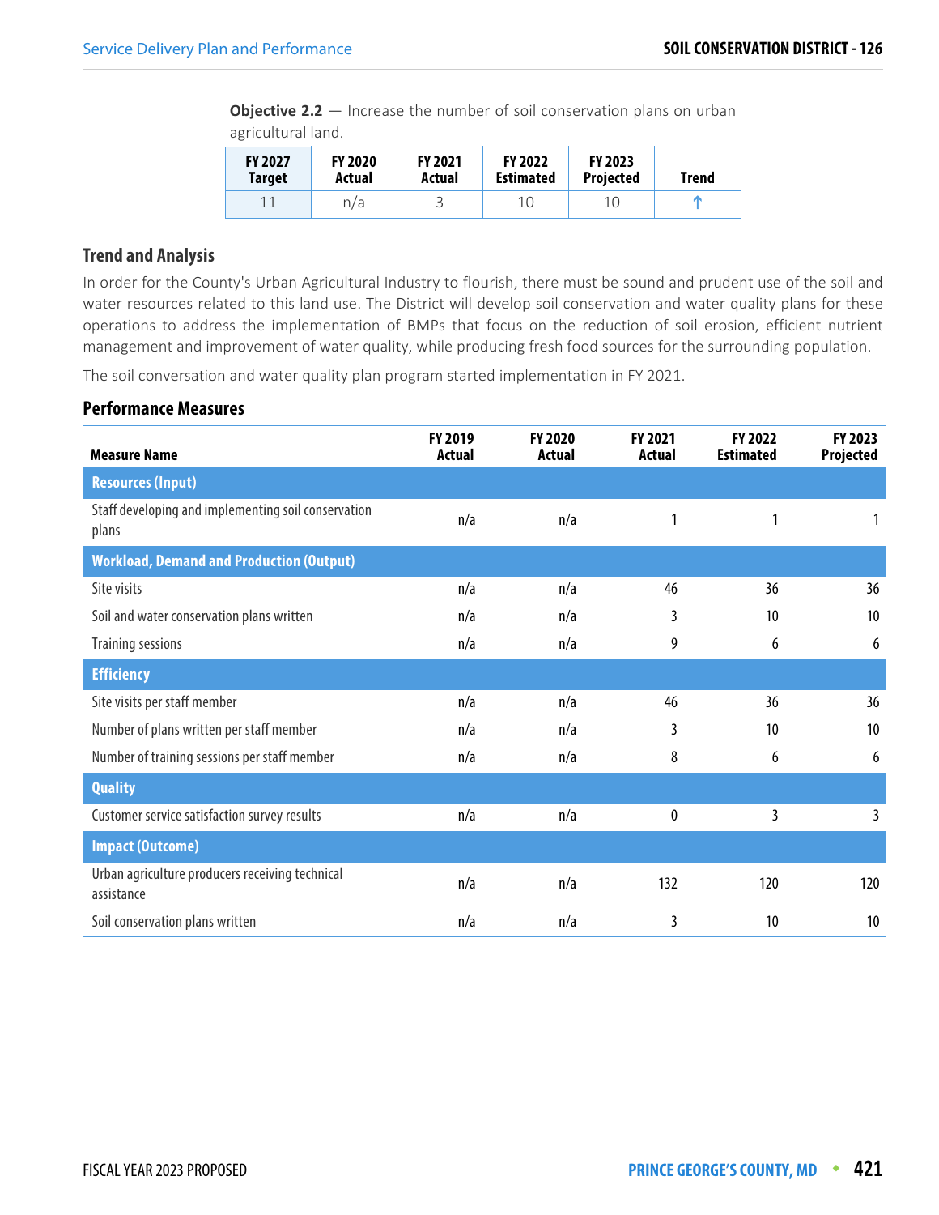**Objective 2.2** — Increase the number of soil conservation plans on urban agricultural land.

| FY 2027 Target | FY 2020 Actual | FY 2021 Actual | FY 2022 Estimated | FY 2023 Projected | Trend |
|---|---|---|---|---|---|
| 11 | n/a | 3 | 10 | 10 | ↑ |

### Trend and Analysis

In order for the County's Urban Agricultural Industry to flourish, there must be sound and prudent use of the soil and water resources related to this land use. The District will develop soil conservation and water quality plans for these operations to address the implementation of BMPs that focus on the reduction of soil erosion, efficient nutrient management and improvement of water quality, while producing fresh food sources for the surrounding population.

The soil conversation and water quality plan program started implementation in FY 2021.

### Performance Measures

| Measure Name | FY 2019 Actual | FY 2020 Actual | FY 2021 Actual | FY 2022 Estimated | FY 2023 Projected |
|---|---|---|---|---|---|
| **Resources (Input)** | | | | | |
| Staff developing and implementing soil conservation plans | n/a | n/a | 1 | 1 | 1 |
| **Workload, Demand and Production (Output)** | | | | | |
| Site visits | n/a | n/a | 46 | 36 | 36 |
| Soil and water conservation plans written | n/a | n/a | 3 | 10 | 10 |
| Training sessions | n/a | n/a | 9 | 6 | 6 |
| **Efficiency** | | | | | |
| Site visits per staff member | n/a | n/a | 46 | 36 | 36 |
| Number of plans written per staff member | n/a | n/a | 3 | 10 | 10 |
| Number of training sessions per staff member | n/a | n/a | 8 | 6 | 6 |
| **Quality** | | | | | |
| Customer service satisfaction survey results | n/a | n/a | 0 | 3 | 3 |
| **Impact (Outcome)** | | | | | |
| Urban agriculture producers receiving technical assistance | n/a | n/a | 132 | 120 | 120 |
| Soil conservation plans written | n/a | n/a | 3 | 10 | 10 |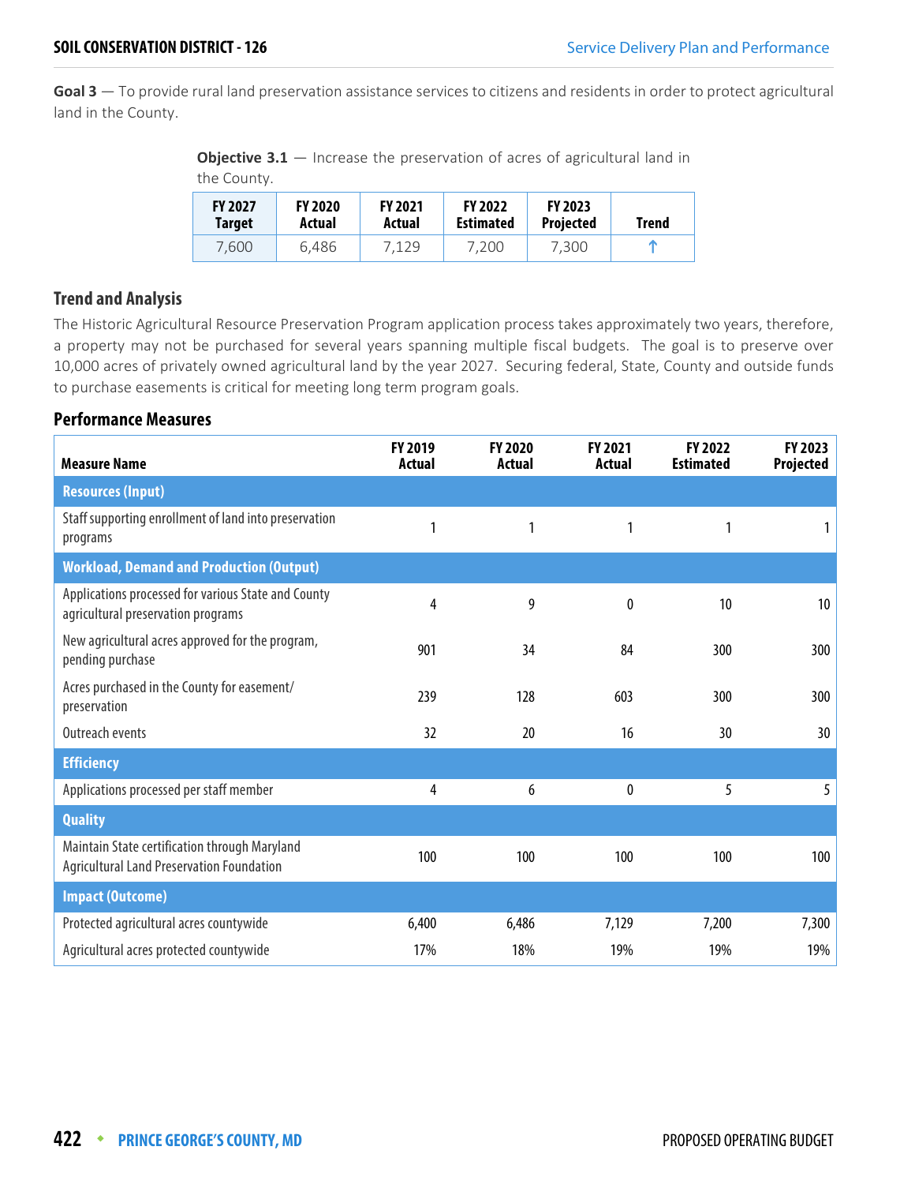**Goal 3** — To provide rural land preservation assistance services to citizens and residents in order to protect agricultural land in the County.

**Objective 3.1** — Increase the preservation of acres of agricultural land in the County.

| FY 2027 Target | FY 2020 Actual | FY 2021 Actual | FY 2022 Estimated | FY 2023 Projected | Trend |
|---|---|---|---|---|---|
| 7,600 | 6,486 | 7,129 | 7,200 | 7,300 | ↑ |

### Trend and Analysis

The Historic Agricultural Resource Preservation Program application process takes approximately two years, therefore, a property may not be purchased for several years spanning multiple fiscal budgets. The goal is to preserve over 10,000 acres of privately owned agricultural land by the year 2027. Securing federal, State, County and outside funds to purchase easements is critical for meeting long term program goals.

### Performance Measures

| Measure Name | FY 2019 Actual | FY 2020 Actual | FY 2021 Actual | FY 2022 Estimated | FY 2023 Projected |
|---|---|---|---|---|---|
| **Resources (Input)** | | | | | |
| Staff supporting enrollment of land into preservation programs | 1 | 1 | 1 | 1 | 1 |
| **Workload, Demand and Production (Output)** | | | | | |
| Applications processed for various State and County agricultural preservation programs | 4 | 9 | 0 | 10 | 10 |
| New agricultural acres approved for the program, pending purchase | 901 | 34 | 84 | 300 | 300 |
| Acres purchased in the County for easement/ preservation | 239 | 128 | 603 | 300 | 300 |
| Outreach events | 32 | 20 | 16 | 30 | 30 |
| **Efficiency** | | | | | |
| Applications processed per staff member | 4 | 6 | 0 | 5 | 5 |
| **Quality** | | | | | |
| Maintain State certification through Maryland Agricultural Land Preservation Foundation | 100 | 100 | 100 | 100 | 100 |
| **Impact (Outcome)** | | | | | |
| Protected agricultural acres countywide | 6,400 | 6,486 | 7,129 | 7,200 | 7,300 |
| Agricultural acres protected countywide | 17% | 18% | 19% | 19% | 19% |